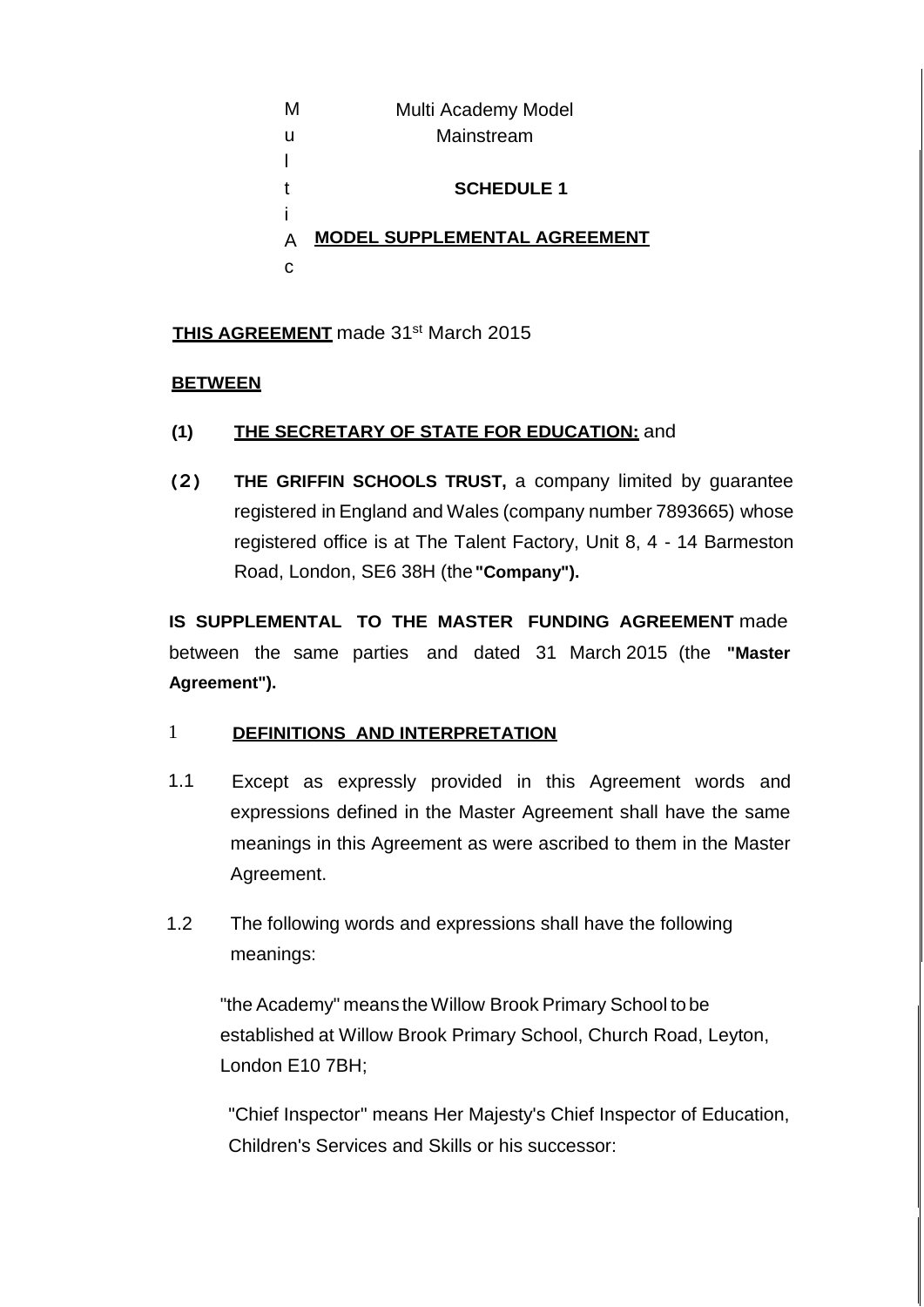Multi Academy Model
Mainstream

**SCHEDULE 1**

# MODEL SUPPLEMENTAL AGREEMENT

**THIS AGREEMENT** made 31st March 2015

**BETWEEN**

**(1) THE SECRETARY OF STATE FOR EDUCATION:** and

**(2) THE GRIFFIN SCHOOLS TRUST,** a company limited by guarantee registered in England and Wales (company number 7893665) whose registered office is at The Talent Factory, Unit 8, 4 - 14 Barmeston Road, London, SE6 38H (the **"Company").**

**IS SUPPLEMENTAL TO THE MASTER FUNDING AGREEMENT** made between the same parties and dated 31 March 2015 (the **"Master Agreement").**

## 1 DEFINITIONS AND INTERPRETATION

1.1 Except as expressly provided in this Agreement words and expressions defined in the Master Agreement shall have the same meanings in this Agreement as were ascribed to them in the Master Agreement.

1.2 The following words and expressions shall have the following meanings:

"the Academy" means the Willow Brook Primary School to be established at Willow Brook Primary School, Church Road, Leyton, London E10 7BH;

"Chief Inspector" means Her Majesty's Chief Inspector of Education, Children's Services and Skills or his successor: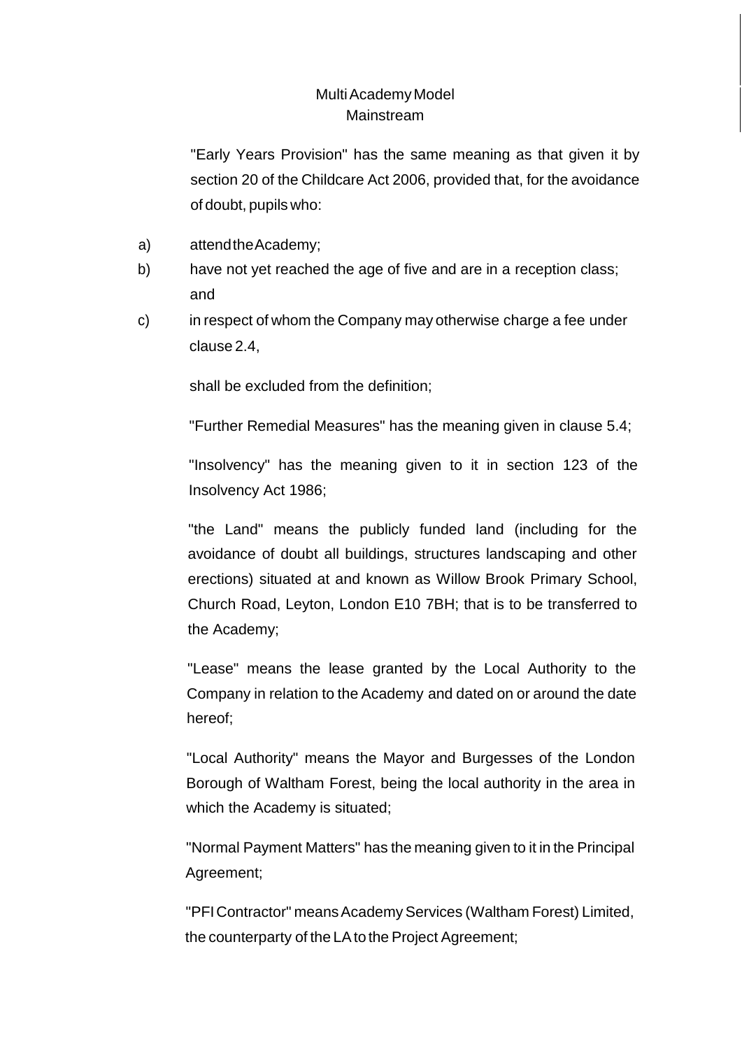"Early Years Provision" has the same meaning as that given it by section 20 of the Childcare Act 2006, provided that, for the avoidance of doubt, pupils who:

a) attend the Academy;
b) have not yet reached the age of five and are in a reception class; and
c) in respect of whom the Company may otherwise charge a fee under clause 2.4,

shall be excluded from the definition;

"Further Remedial Measures" has the meaning given in clause 5.4;

"Insolvency" has the meaning given to it in section 123 of the Insolvency Act 1986;

"the Land" means the publicly funded land (including for the avoidance of doubt all buildings, structures landscaping and other erections) situated at and known as Willow Brook Primary School, Church Road, Leyton, London E10 7BH; that is to be transferred to the Academy;

"Lease" means the lease granted by the Local Authority to the Company in relation to the Academy and dated on or around the date hereof;

"Local Authority" means the Mayor and Burgesses of the London Borough of Waltham Forest, being the local authority in the area in which the Academy is situated;

"Normal Payment Matters" has the meaning given to it in the Principal Agreement;

"PFI Contractor" means Academy Services (Waltham Forest) Limited, the counterparty of the LA to the Project Agreement;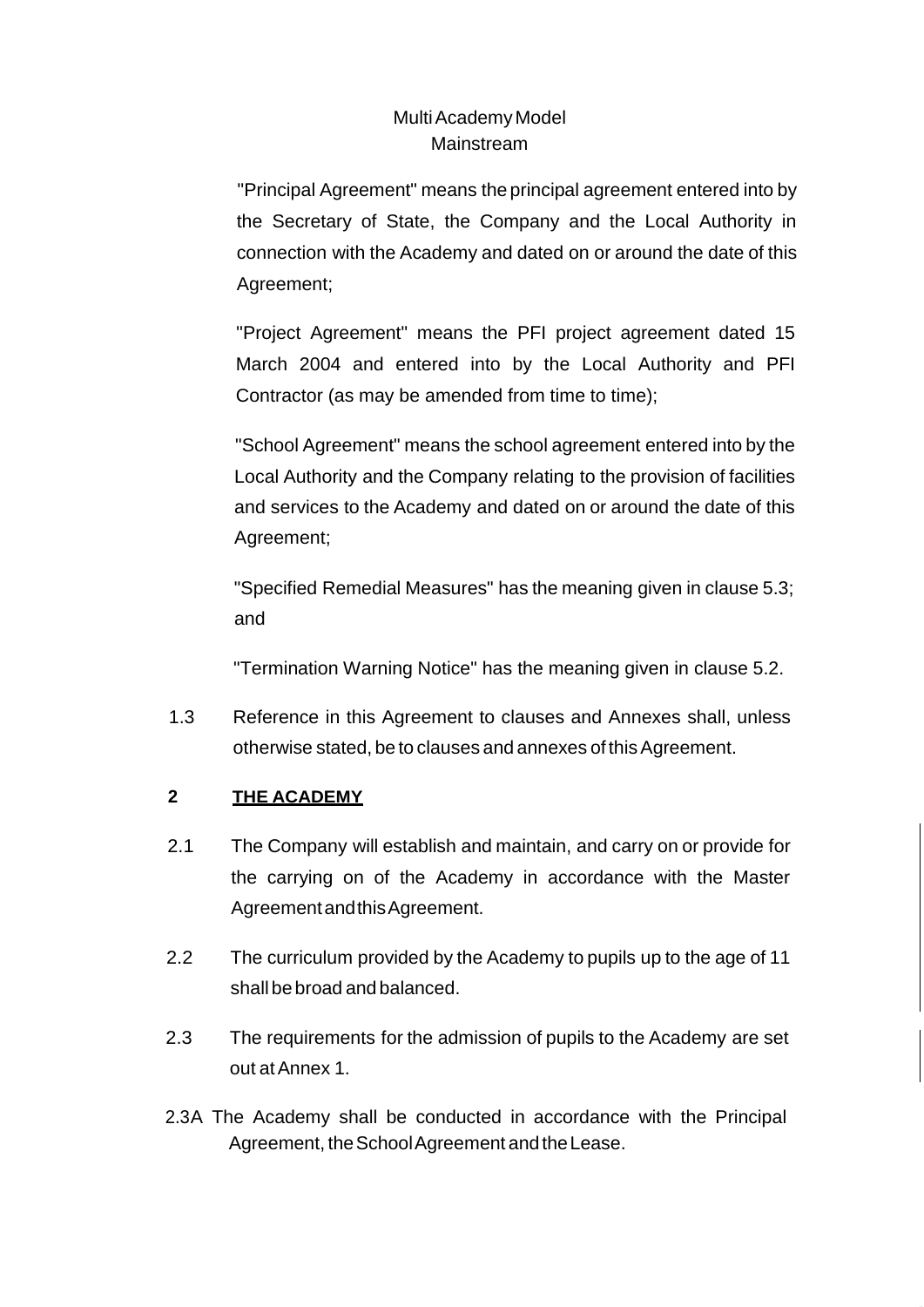"Principal Agreement" means the principal agreement entered into by the Secretary of State, the Company and the Local Authority in connection with the Academy and dated on or around the date of this Agreement;

"Project Agreement" means the PFI project agreement dated 15 March 2004 and entered into by the Local Authority and PFI Contractor (as may be amended from time to time);

"School Agreement" means the school agreement entered into by the Local Authority and the Company relating to the provision of facilities and services to the Academy and dated on or around the date of this Agreement;

"Specified Remedial Measures" has the meaning given in clause 5.3; and

"Termination Warning Notice" has the meaning given in clause 5.2.

1.3 Reference in this Agreement to clauses and Annexes shall, unless otherwise stated, be to clauses and annexes of this Agreement.

## 2 THE ACADEMY

2.1 The Company will establish and maintain, and carry on or provide for the carrying on of the Academy in accordance with the Master Agreement and this Agreement.

2.2 The curriculum provided by the Academy to pupils up to the age of 11 shall be broad and balanced.

2.3 The requirements for the admission of pupils to the Academy are set out at Annex 1.

2.3A The Academy shall be conducted in accordance with the Principal Agreement, the School Agreement and the Lease.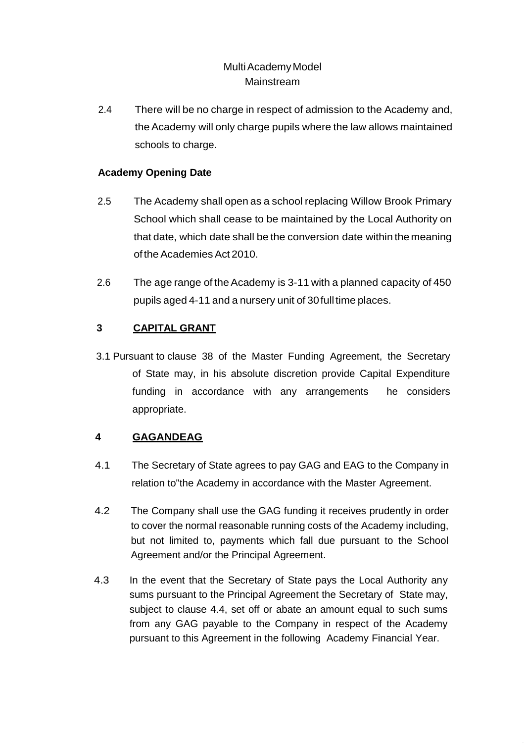2.4 There will be no charge in respect of admission to the Academy and, the Academy will only charge pupils where the law allows maintained schools to charge.

**Academy Opening Date**

2.5 The Academy shall open as a school replacing Willow Brook Primary School which shall cease to be maintained by the Local Authority on that date, which date shall be the conversion date within the meaning of the Academies Act 2010.

2.6 The age range of the Academy is 3-11 with a planned capacity of 450 pupils aged 4-11 and a nursery unit of 30 full time places.

## 3 CAPITAL GRANT

3.1 Pursuant to clause 38 of the Master Funding Agreement, the Secretary of State may, in his absolute discretion provide Capital Expenditure funding in accordance with any arrangements he considers appropriate.

## 4 GAGANDEAG

4.1 The Secretary of State agrees to pay GAG and EAG to the Company in relation to"the Academy in accordance with the Master Agreement.

4.2 The Company shall use the GAG funding it receives prudently in order to cover the normal reasonable running costs of the Academy including, but not limited to, payments which fall due pursuant to the School Agreement and/or the Principal Agreement.

4.3 In the event that the Secretary of State pays the Local Authority any sums pursuant to the Principal Agreement the Secretary of State may, subject to clause 4.4, set off or abate an amount equal to such sums from any GAG payable to the Company in respect of the Academy pursuant to this Agreement in the following Academy Financial Year.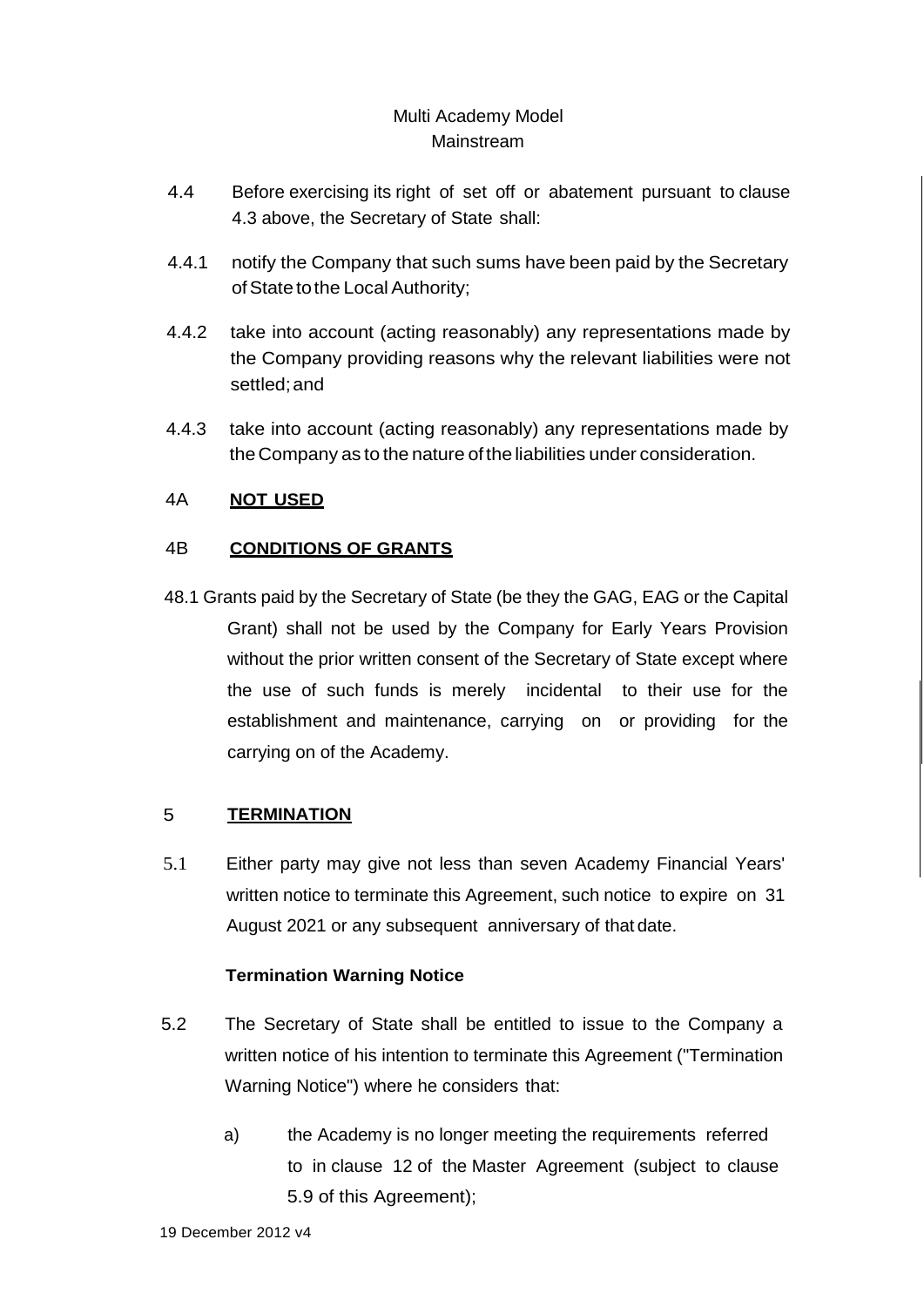4.4 Before exercising its right of set off or abatement pursuant to clause 4.3 above, the Secretary of State shall:

4.4.1 notify the Company that such sums have been paid by the Secretary of State to the Local Authority;

4.4.2 take into account (acting reasonably) any representations made by the Company providing reasons why the relevant liabilities were not settled; and

4.4.3 take into account (acting reasonably) any representations made by the Company as to the nature of the liabilities under consideration.

4A **NOT USED**

4B **CONDITIONS OF GRANTS**

48.1 Grants paid by the Secretary of State (be they the GAG, EAG or the Capital Grant) shall not be used by the Company for Early Years Provision without the prior written consent of the Secretary of State except where the use of such funds is merely incidental to their use for the establishment and maintenance, carrying on or providing for the carrying on of the Academy.

5 **TERMINATION**

5.1 Either party may give not less than seven Academy Financial Years' written notice to terminate this Agreement, such notice to expire on 31 August 2021 or any subsequent anniversary of that date.

**Termination Warning Notice**

5.2 The Secretary of State shall be entitled to issue to the Company a written notice of his intention to terminate this Agreement ("Termination Warning Notice") where he considers that:

a) the Academy is no longer meeting the requirements referred to in clause 12 of the Master Agreement (subject to clause 5.9 of this Agreement);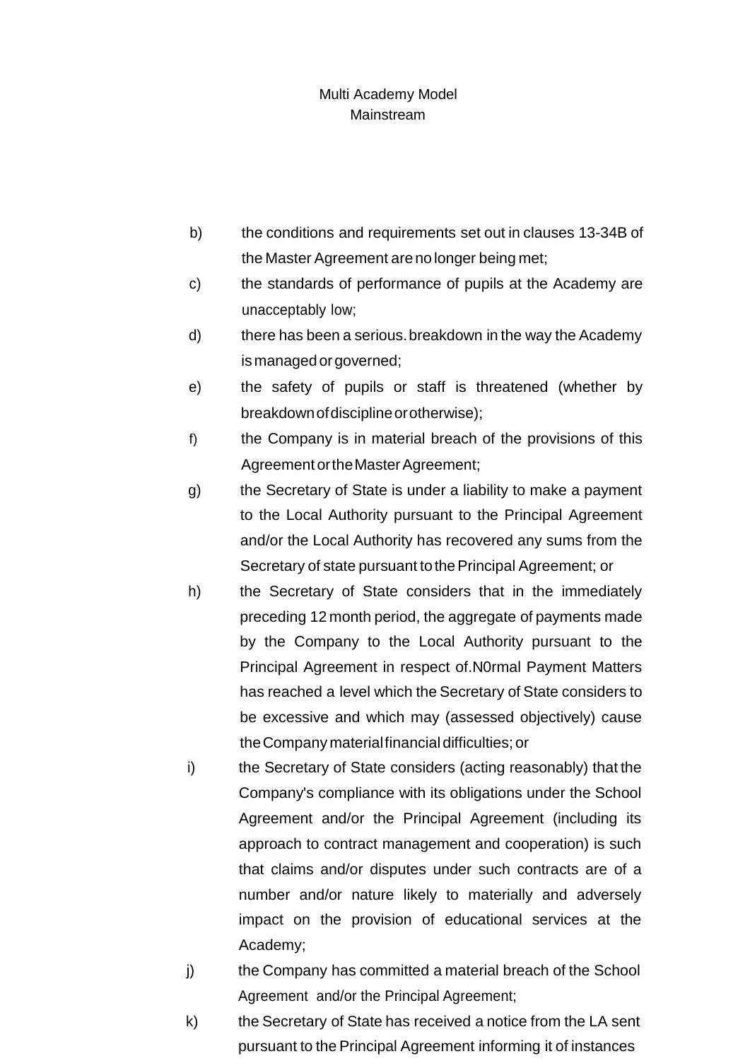b) the conditions and requirements set out in clauses 13-34B of the Master Agreement are no longer being met;

c) the standards of performance of pupils at the Academy are unacceptably low;

d) there has been a serious. breakdown in the way the Academy is managed or governed;

e) the safety of pupils or staff is threatened (whether by breakdown of discipline or otherwise);

f) the Company is in material breach of the provisions of this Agreement or the Master Agreement;

g) the Secretary of State is under a liability to make a payment to the Local Authority pursuant to the Principal Agreement and/or the Local Authority has recovered any sums from the Secretary of state pursuant to the Principal Agreement; or

h) the Secretary of State considers that in the immediately preceding 12 month period, the aggregate of payments made by the Company to the Local Authority pursuant to the Principal Agreement in respect of.N0rmal Payment Matters has reached a level which the Secretary of State considers to be excessive and which may (assessed objectively) cause the Company material financial difficulties; or

i) the Secretary of State considers (acting reasonably) that the Company's compliance with its obligations under the School Agreement and/or the Principal Agreement (including its approach to contract management and cooperation) is such that claims and/or disputes under such contracts are of a number and/or nature likely to materially and adversely impact on the provision of educational services at the Academy;

j) the Company has committed a material breach of the School Agreement and/or the Principal Agreement;

k) the Secretary of State has received a notice from the LA sent pursuant to the Principal Agreement informing it of instances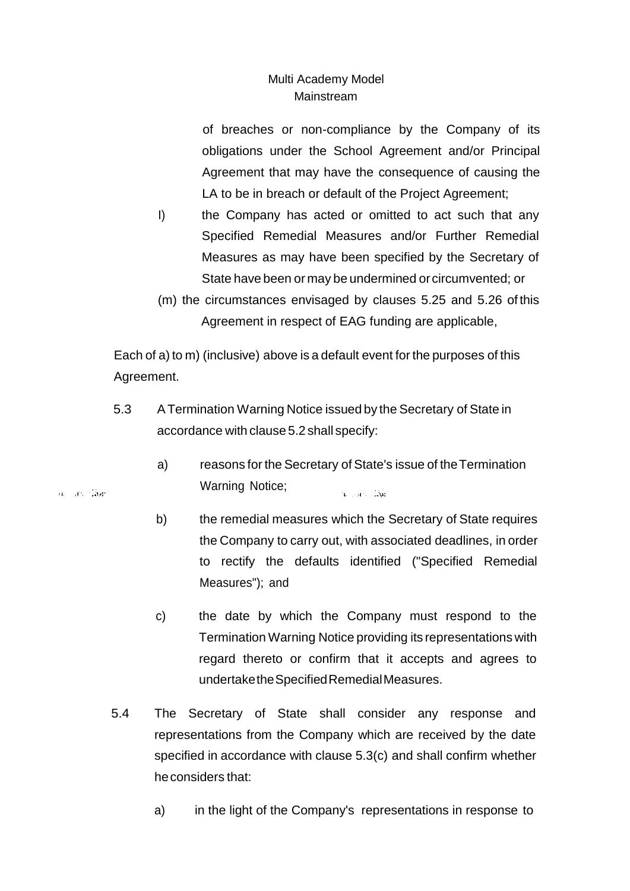of breaches or non-compliance by the Company of its obligations under the School Agreement and/or Principal Agreement that may have the consequence of causing the LA to be in breach or default of the Project Agreement;

l) the Company has acted or omitted to act such that any Specified Remedial Measures and/or Further Remedial Measures as may have been specified by the Secretary of State have been or may be undermined or circumvented; or

(m) the circumstances envisaged by clauses 5.25 and 5.26 of this Agreement in respect of EAG funding are applicable,

Each of a) to m) (inclusive) above is a default event for the purposes of this Agreement.

5.3 A Termination Warning Notice issued by the Secretary of State in accordance with clause 5.2 shall specify:

a) reasons for the Secretary of State's issue of the Termination Warning Notice;

b) the remedial measures which the Secretary of State requires the Company to carry out, with associated deadlines, in order to rectify the defaults identified ("Specified Remedial Measures"); and

c) the date by which the Company must respond to the Termination Warning Notice providing its representations with regard thereto or confirm that it accepts and agrees to undertake the Specified Remedial Measures.

5.4 The Secretary of State shall consider any response and representations from the Company which are received by the date specified in accordance with clause 5.3(c) and shall confirm whether he considers that:

a) in the light of the Company's representations in response to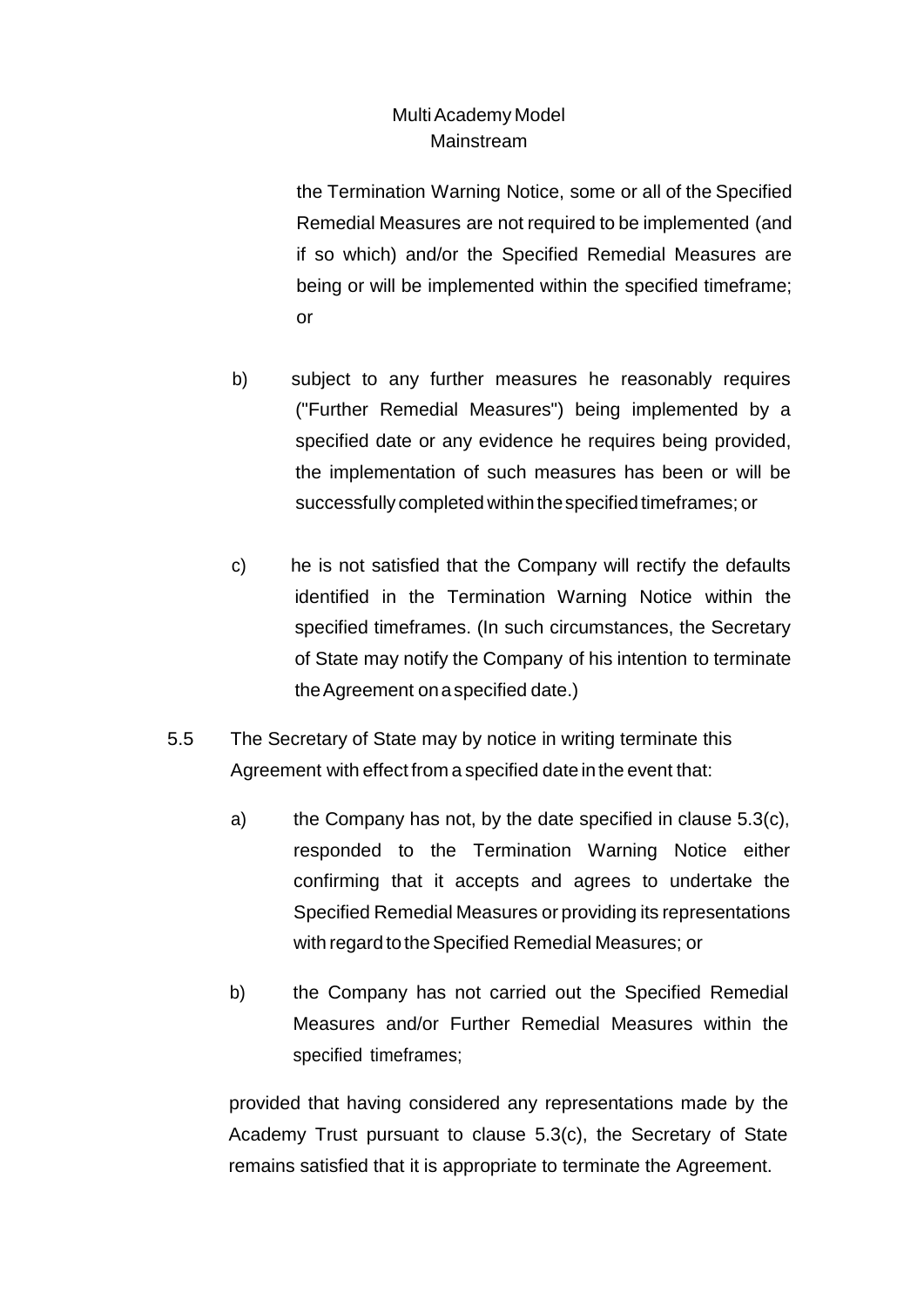the Termination Warning Notice, some or all of the Specified Remedial Measures are not required to be implemented (and if so which) and/or the Specified Remedial Measures are being or will be implemented within the specified timeframe; or

b) subject to any further measures he reasonably requires ("Further Remedial Measures") being implemented by a specified date or any evidence he requires being provided, the implementation of such measures has been or will be successfully completed within the specified timeframes; or

c) he is not satisfied that the Company will rectify the defaults identified in the Termination Warning Notice within the specified timeframes. (In such circumstances, the Secretary of State may notify the Company of his intention to terminate the Agreement on a specified date.)

5.5 The Secretary of State may by notice in writing terminate this Agreement with effect from a specified date in the event that:

a) the Company has not, by the date specified in clause 5.3(c), responded to the Termination Warning Notice either confirming that it accepts and agrees to undertake the Specified Remedial Measures or providing its representations with regard to the Specified Remedial Measures; or

b) the Company has not carried out the Specified Remedial Measures and/or Further Remedial Measures within the specified timeframes;

provided that having considered any representations made by the Academy Trust pursuant to clause 5.3(c), the Secretary of State remains satisfied that it is appropriate to terminate the Agreement.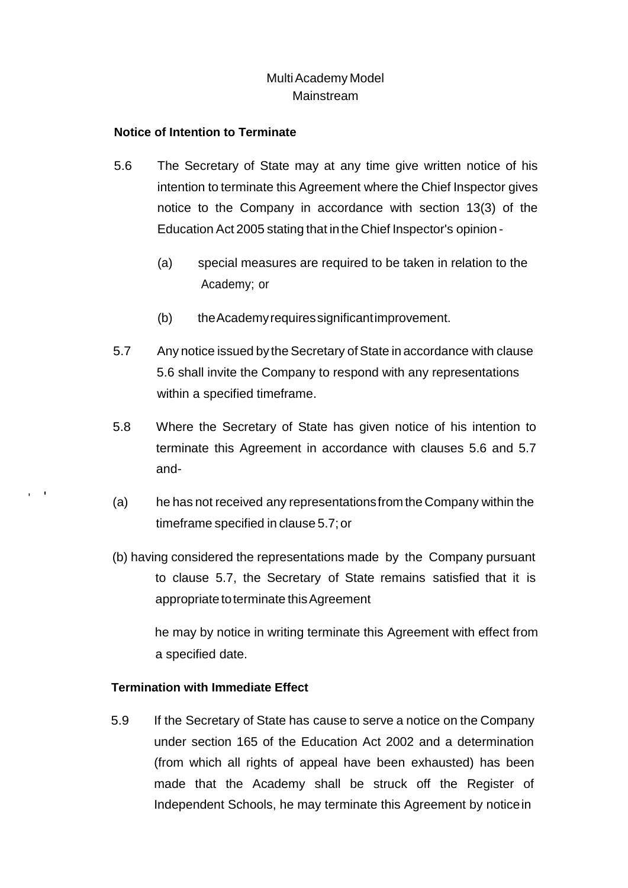Multi Academy Model
Mainstream

**Notice of Intention to Terminate**

5.6 The Secretary of State may at any time give written notice of his intention to terminate this Agreement where the Chief Inspector gives notice to the Company in accordance with section 13(3) of the Education Act 2005 stating that in the Chief Inspector's opinion -

(a) special measures are required to be taken in relation to the Academy; or

(b) the Academy requires significant improvement.

5.7 Any notice issued by the Secretary of State in accordance with clause 5.6 shall invite the Company to respond with any representations within a specified timeframe.

5.8 Where the Secretary of State has given notice of his intention to terminate this Agreement in accordance with clauses 5.6 and 5.7 and-

(a) he has not received any representations from the Company within the timeframe specified in clause 5.7; or

(b) having considered the representations made by the Company pursuant to clause 5.7, the Secretary of State remains satisfied that it is appropriate to terminate this Agreement

he may by notice in writing terminate this Agreement with effect from a specified date.

**Termination with Immediate Effect**

5.9 If the Secretary of State has cause to serve a notice on the Company under section 165 of the Education Act 2002 and a determination (from which all rights of appeal have been exhausted) has been made that the Academy shall be struck off the Register of Independent Schools, he may terminate this Agreement by notice in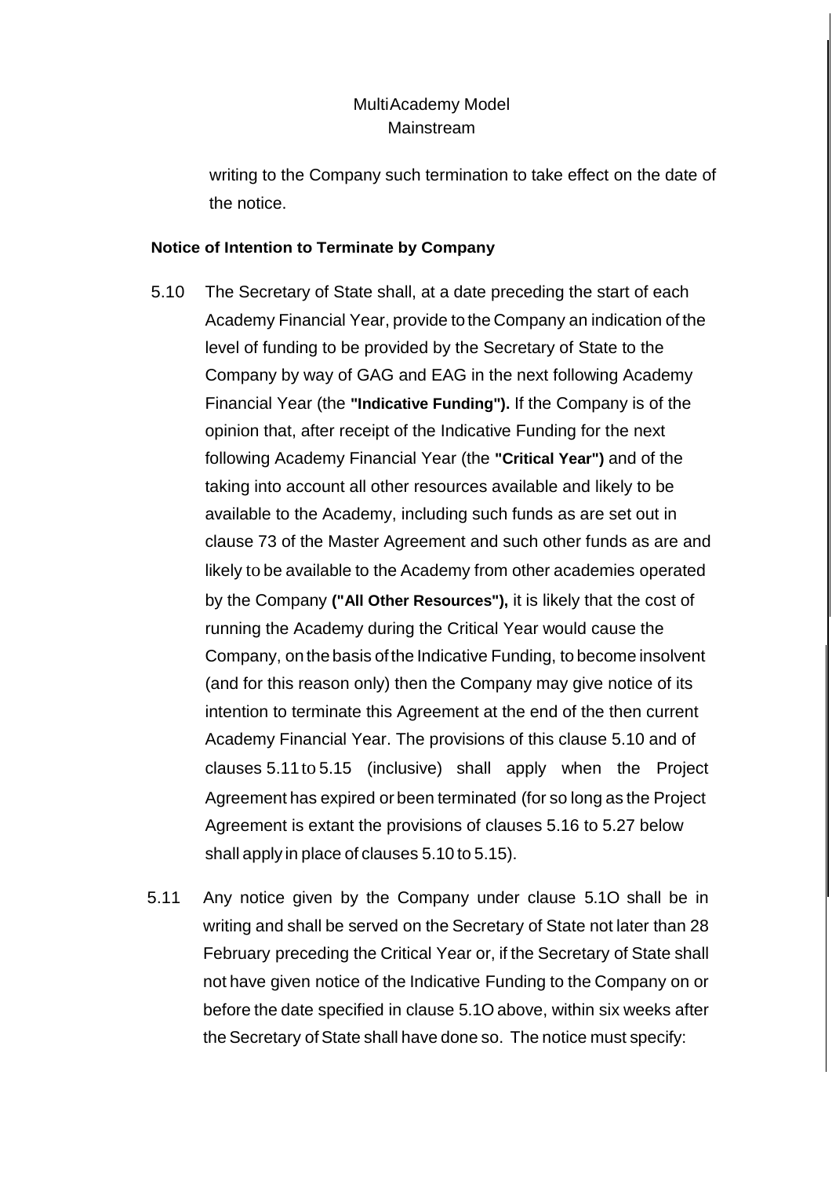writing to the Company such termination to take effect on the date of the notice.

**Notice of Intention to Terminate by Company**

5.10 The Secretary of State shall, at a date preceding the start of each Academy Financial Year, provide to the Company an indication of the level of funding to be provided by the Secretary of State to the Company by way of GAG and EAG in the next following Academy Financial Year (the **"Indicative Funding").** If the Company is of the opinion that, after receipt of the Indicative Funding for the next following Academy Financial Year (the **"Critical Year")** and of the taking into account all other resources available and likely to be available to the Academy, including such funds as are set out in clause 73 of the Master Agreement and such other funds as are and likely to be available to the Academy from other academies operated by the Company **("All Other Resources"),** it is likely that the cost of running the Academy during the Critical Year would cause the Company, on the basis of the Indicative Funding, to become insolvent (and for this reason only) then the Company may give notice of its intention to terminate this Agreement at the end of the then current Academy Financial Year. The provisions of this clause 5.10 and of clauses 5.11 to 5.15 (inclusive) shall apply when the Project Agreement has expired or been terminated (for so long as the Project Agreement is extant the provisions of clauses 5.16 to 5.27 below shall apply in place of clauses 5.10 to 5.15).

5.11 Any notice given by the Company under clause 5.1O shall be in writing and shall be served on the Secretary of State not later than 28 February preceding the Critical Year or, if the Secretary of State shall not have given notice of the Indicative Funding to the Company on or before the date specified in clause 5.1O above, within six weeks after the Secretary of State shall have done so. The notice must specify: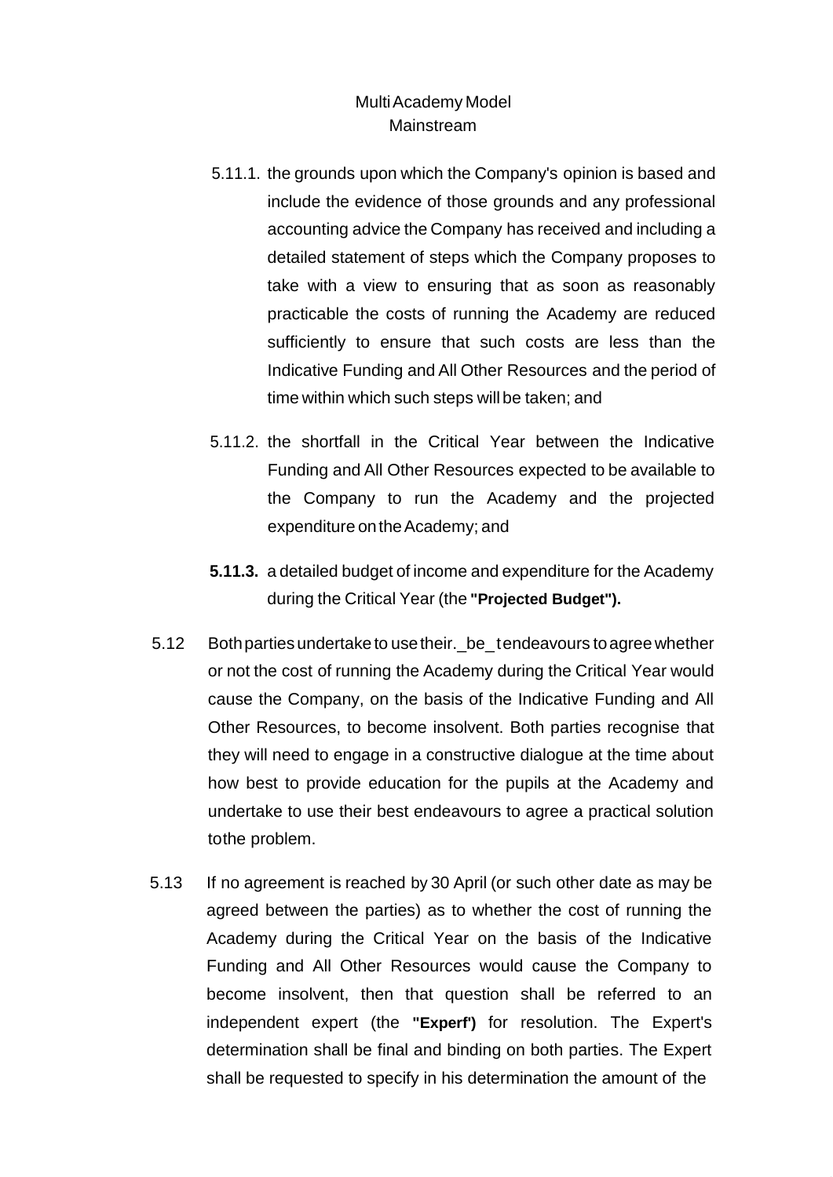5.11.1. the grounds upon which the Company's opinion is based and include the evidence of those grounds and any professional accounting advice the Company has received and including a detailed statement of steps which the Company proposes to take with a view to ensuring that as soon as reasonably practicable the costs of running the Academy are reduced sufficiently to ensure that such costs are less than the Indicative Funding and All Other Resources and the period of time within which such steps will be taken; and

5.11.2. the shortfall in the Critical Year between the Indicative Funding and All Other Resources expected to be available to the Company to run the Academy and the projected expenditure on the Academy; and

**5.11.3.** a detailed budget of income and expenditure for the Academy during the Critical Year (the **"Projected Budget").**

5.12 Both parties undertake to use their._be_t endeavours to agree whether or not the cost of running the Academy during the Critical Year would cause the Company, on the basis of the Indicative Funding and All Other Resources, to become insolvent. Both parties recognise that they will need to engage in a constructive dialogue at the time about how best to provide education for the pupils at the Academy and undertake to use their best endeavours to agree a practical solution tothe problem.

5.13 If no agreement is reached by 30 April (or such other date as may be agreed between the parties) as to whether the cost of running the Academy during the Critical Year on the basis of the Indicative Funding and All Other Resources would cause the Company to become insolvent, then that question shall be referred to an independent expert (the **"Experf')** for resolution. The Expert's determination shall be final and binding on both parties. The Expert shall be requested to specify in his determination the amount of the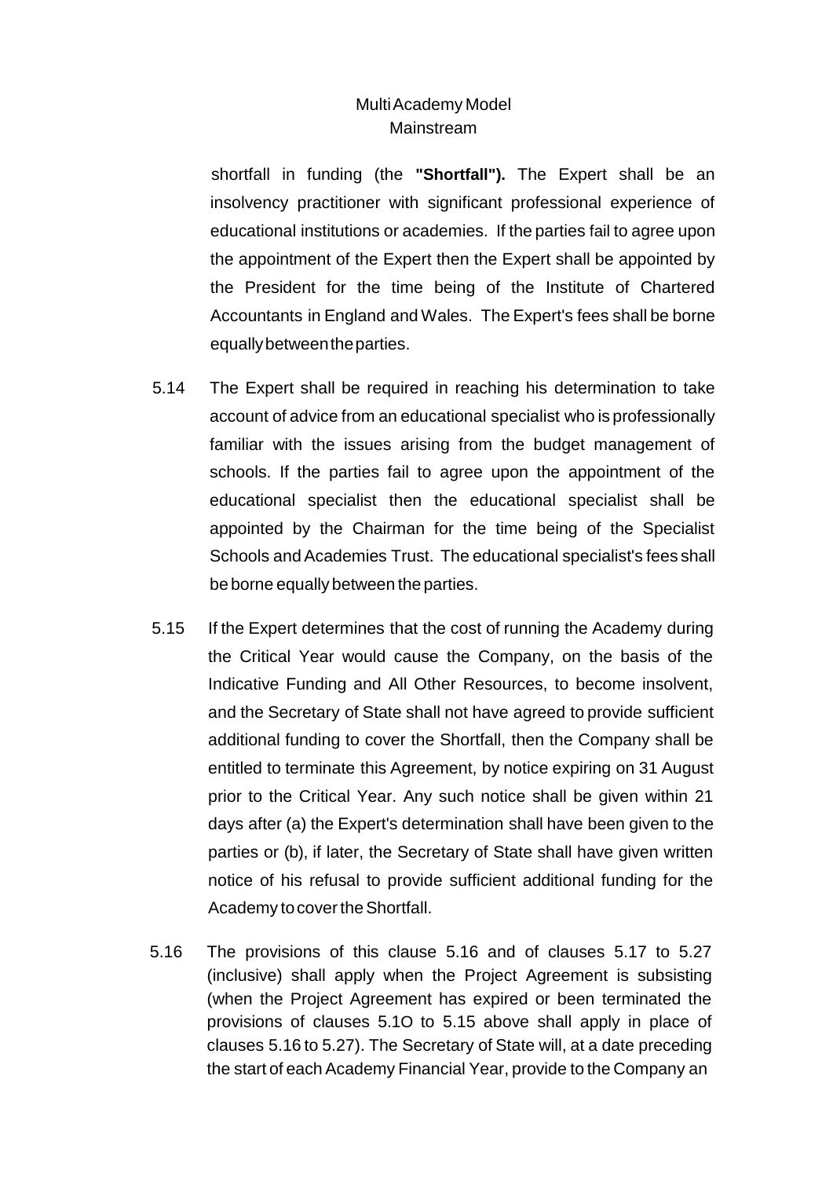shortfall in funding (the **"Shortfall").** The Expert shall be an insolvency practitioner with significant professional experience of educational institutions or academies. If the parties fail to agree upon the appointment of the Expert then the Expert shall be appointed by the President for the time being of the Institute of Chartered Accountants in England and Wales. The Expert's fees shall be borne equally between the parties.

5.14 The Expert shall be required in reaching his determination to take account of advice from an educational specialist who is professionally familiar with the issues arising from the budget management of schools. If the parties fail to agree upon the appointment of the educational specialist then the educational specialist shall be appointed by the Chairman for the time being of the Specialist Schools and Academies Trust. The educational specialist's fees shall be borne equally between the parties.

5.15 If the Expert determines that the cost of running the Academy during the Critical Year would cause the Company, on the basis of the Indicative Funding and All Other Resources, to become insolvent, and the Secretary of State shall not have agreed to provide sufficient additional funding to cover the Shortfall, then the Company shall be entitled to terminate this Agreement, by notice expiring on 31 August prior to the Critical Year. Any such notice shall be given within 21 days after (a) the Expert's determination shall have been given to the parties or (b), if later, the Secretary of State shall have given written notice of his refusal to provide sufficient additional funding for the Academy to cover the Shortfall.

5.16 The provisions of this clause 5.16 and of clauses 5.17 to 5.27 (inclusive) shall apply when the Project Agreement is subsisting (when the Project Agreement has expired or been terminated the provisions of clauses 5.1O to 5.15 above shall apply in place of clauses 5.16 to 5.27). The Secretary of State will, at a date preceding the start of each Academy Financial Year, provide to the Company an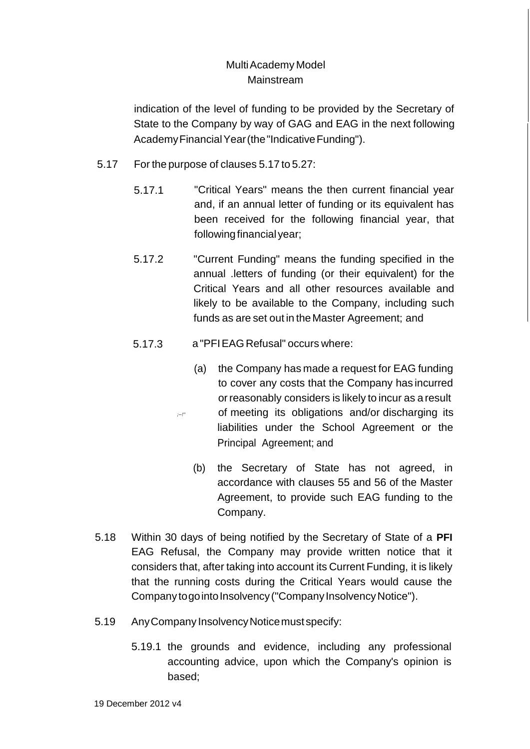indication of the level of funding to be provided by the Secretary of State to the Company by way of GAG and EAG in the next following Academy Financial Year (the "Indicative Funding").

5.17 For the purpose of clauses 5.17 to 5.27:

5.17.1 "Critical Years" means the then current financial year and, if an annual letter of funding or its equivalent has been received for the following financial year, that following financial year;

5.17.2 "Current Funding" means the funding specified in the annual .letters of funding (or their equivalent) for the Critical Years and all other resources available and likely to be available to the Company, including such funds as are set out in the Master Agreement; and

5.17.3 a "PFI EAG Refusal" occurs where:

(a) the Company has made a request for EAG funding to cover any costs that the Company has incurred or reasonably considers is likely to incur as a result of meeting its obligations and/or discharging its liabilities under the School Agreement or the Principal Agreement; and

(b) the Secretary of State has not agreed, in accordance with clauses 55 and 56 of the Master Agreement, to provide such EAG funding to the Company.

5.18 Within 30 days of being notified by the Secretary of State of a **PFI** EAG Refusal, the Company may provide written notice that it considers that, after taking into account its Current Funding, it is likely that the running costs during the Critical Years would cause the Company to go into Insolvency ("Company Insolvency Notice").

5.19 Any Company Insolvency Notice must specify:

5.19.1 the grounds and evidence, including any professional accounting advice, upon which the Company's opinion is based;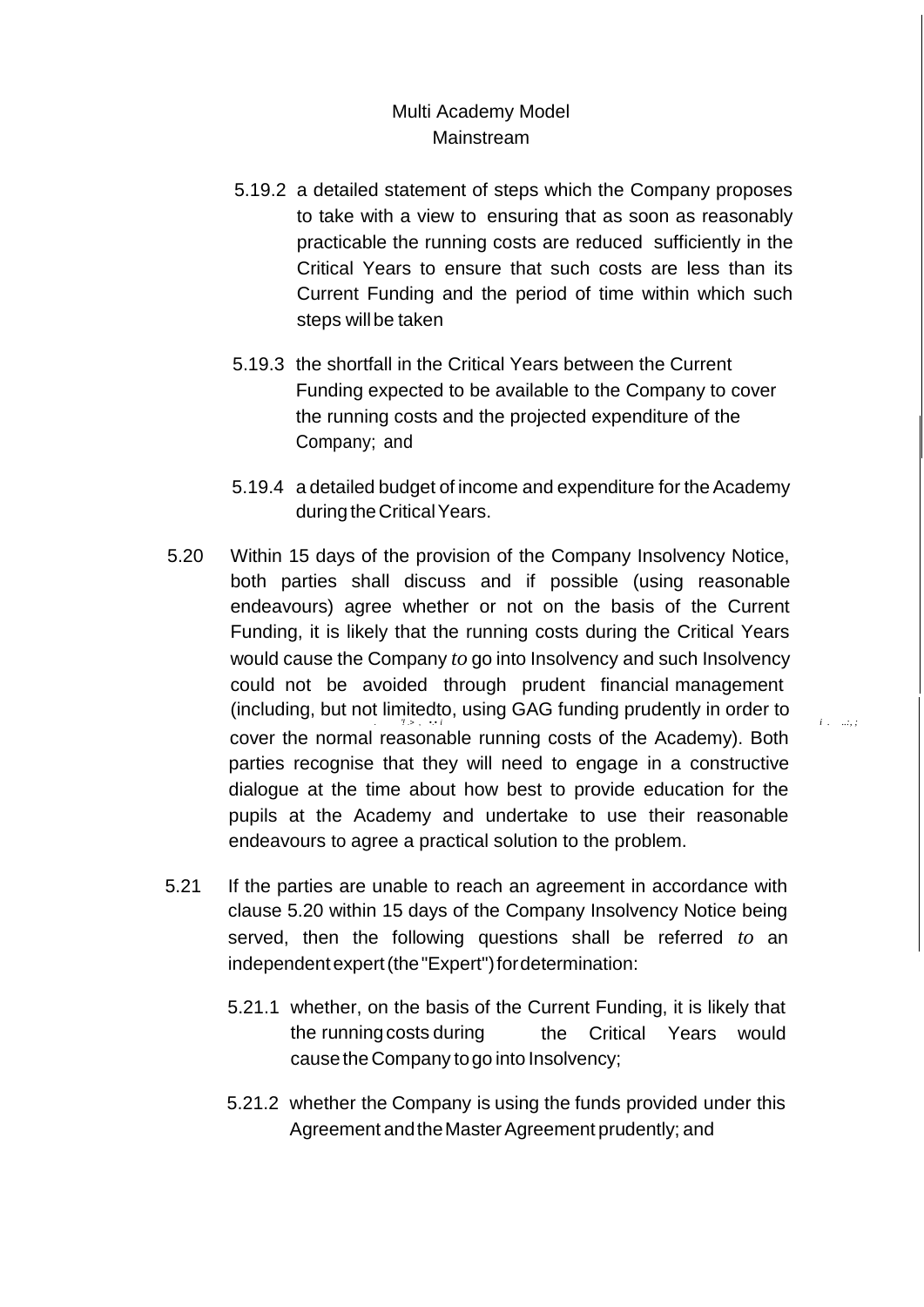5.19.2 a detailed statement of steps which the Company proposes to take with a view to ensuring that as soon as reasonably practicable the running costs are reduced sufficiently in the Critical Years to ensure that such costs are less than its Current Funding and the period of time within which such steps will be taken

5.19.3 the shortfall in the Critical Years between the Current Funding expected to be available to the Company to cover the running costs and the projected expenditure of the Company; and

5.19.4 a detailed budget of income and expenditure for the Academy during the Critical Years.

5.20 Within 15 days of the provision of the Company Insolvency Notice, both parties shall discuss and if possible (using reasonable endeavours) agree whether or not on the basis of the Current Funding, it is likely that the running costs during the Critical Years would cause the Company *to* go into Insolvency and such Insolvency could not be avoided through prudent financial management (including, but not limitedto, using GAG funding prudently in order to cover the normal reasonable running costs of the Academy). Both parties recognise that they will need to engage in a constructive dialogue at the time about how best to provide education for the pupils at the Academy and undertake to use their reasonable endeavours to agree a practical solution to the problem.

5.21 If the parties are unable to reach an agreement in accordance with clause 5.20 within 15 days of the Company Insolvency Notice being served, then the following questions shall be referred *to* an independent expert (the "Expert") for determination:

5.21.1 whether, on the basis of the Current Funding, it is likely that the running costs during the Critical Years would cause the Company to go into Insolvency;

5.21.2 whether the Company is using the funds provided under this Agreement and the Master Agreement prudently; and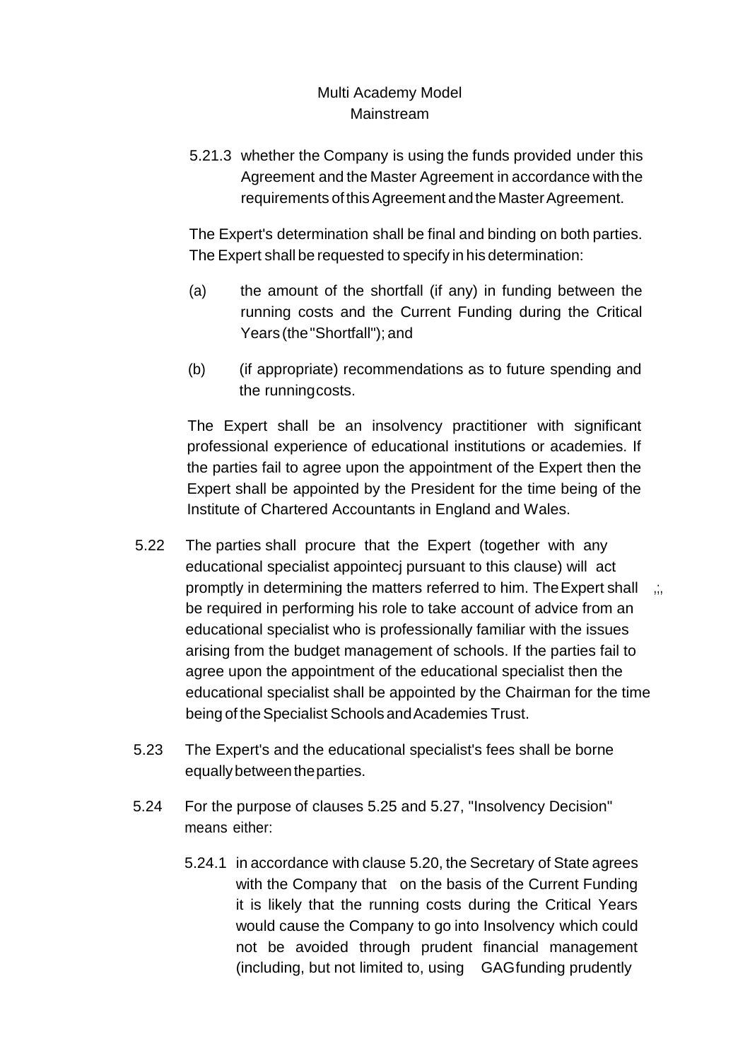5.21.3 whether the Company is using the funds provided under this Agreement and the Master Agreement in accordance with the requirements of this Agreement and the Master Agreement.

The Expert's determination shall be final and binding on both parties. The Expert shall be requested to specify in his determination:

(a) the amount of the shortfall (if any) in funding between the running costs and the Current Funding during the Critical Years (the "Shortfall"); and

(b) (if appropriate) recommendations as to future spending and the running costs.

The Expert shall be an insolvency practitioner with significant professional experience of educational institutions or academies. If the parties fail to agree upon the appointment of the Expert then the Expert shall be appointed by the President for the time being of the Institute of Chartered Accountants in England and Wales.

5.22 The parties shall procure that the Expert (together with any educational specialist appointecj pursuant to this clause) will act promptly in determining the matters referred to him. The Expert shall be required in performing his role to take account of advice from an educational specialist who is professionally familiar with the issues arising from the budget management of schools. If the parties fail to agree upon the appointment of the educational specialist then the educational specialist shall be appointed by the Chairman for the time being of the Specialist Schools and Academies Trust.

5.23 The Expert's and the educational specialist's fees shall be borne equally between the parties.

5.24 For the purpose of clauses 5.25 and 5.27, "Insolvency Decision" means either:

5.24.1 in accordance with clause 5.20, the Secretary of State agrees with the Company that on the basis of the Current Funding it is likely that the running costs during the Critical Years would cause the Company to go into Insolvency which could not be avoided through prudent financial management (including, but not limited to, using GAG funding prudently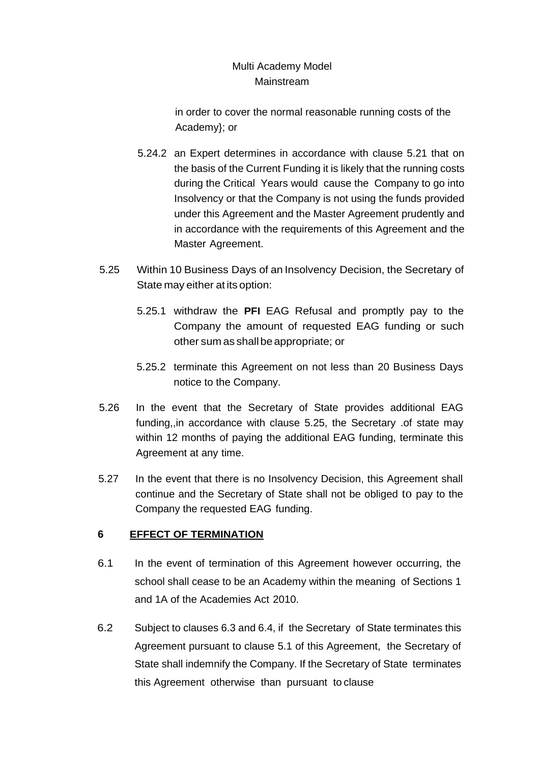in order to cover the normal reasonable running costs of the Academy}; or

5.24.2 an Expert determines in accordance with clause 5.21 that on the basis of the Current Funding it is likely that the running costs during the Critical Years would cause the Company to go into Insolvency or that the Company is not using the funds provided under this Agreement and the Master Agreement prudently and in accordance with the requirements of this Agreement and the Master Agreement.

5.25 Within 10 Business Days of an Insolvency Decision, the Secretary of State may either at its option:

5.25.1 withdraw the **PFI** EAG Refusal and promptly pay to the Company the amount of requested EAG funding or such other sum as shall be appropriate; or

5.25.2 terminate this Agreement on not less than 20 Business Days notice to the Company.

5.26 In the event that the Secretary of State provides additional EAG funding,,in accordance with clause 5.25, the Secretary .of state may within 12 months of paying the additional EAG funding, terminate this Agreement at any time.

5.27 In the event that there is no Insolvency Decision, this Agreement shall continue and the Secretary of State shall not be obliged to pay to the Company the requested EAG funding.

## 6 EFFECT OF TERMINATION

6.1 In the event of termination of this Agreement however occurring, the school shall cease to be an Academy within the meaning of Sections 1 and 1A of the Academies Act 2010.

6.2 Subject to clauses 6.3 and 6.4, if the Secretary of State terminates this Agreement pursuant to clause 5.1 of this Agreement, the Secretary of State shall indemnify the Company. If the Secretary of State terminates this Agreement otherwise than pursuant to clause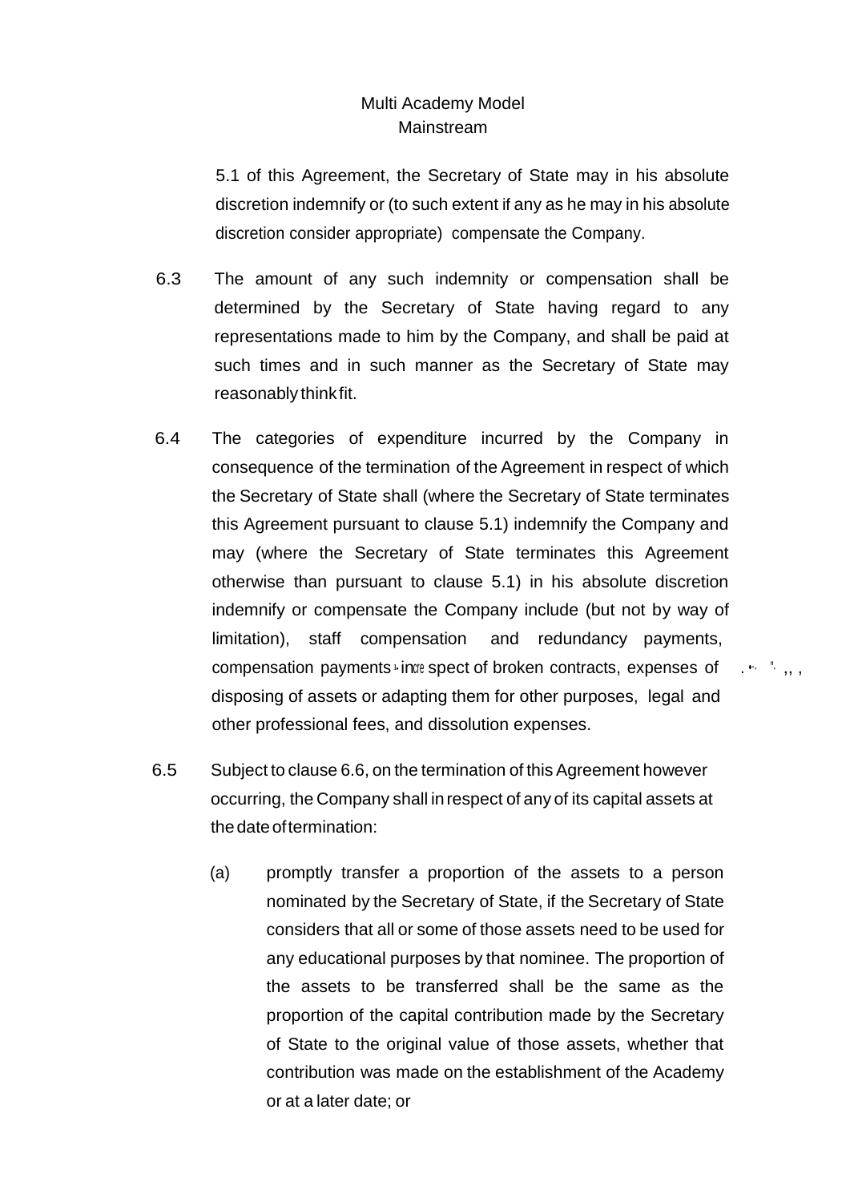5.1 of this Agreement, the Secretary of State may in his absolute discretion indemnify or (to such extent if any as he may in his absolute discretion consider appropriate) compensate the Company.

6.3 The amount of any such indemnity or compensation shall be determined by the Secretary of State having regard to any representations made to him by the Company, and shall be paid at such times and in such manner as the Secretary of State may reasonably think fit.

6.4 The categories of expenditure incurred by the Company in consequence of the termination of the Agreement in respect of which the Secretary of State shall (where the Secretary of State terminates this Agreement pursuant to clause 5.1) indemnify the Company and may (where the Secretary of State terminates this Agreement otherwise than pursuant to clause 5.1) in his absolute discretion indemnify or compensate the Company include (but not by way of limitation), staff compensation and redundancy payments, compensation payments in respect of broken contracts, expenses of disposing of assets or adapting them for other purposes, legal and other professional fees, and dissolution expenses.

6.5 Subject to clause 6.6, on the termination of this Agreement however occurring, the Company shall in respect of any of its capital assets at the date of termination:

(a) promptly transfer a proportion of the assets to a person nominated by the Secretary of State, if the Secretary of State considers that all or some of those assets need to be used for any educational purposes by that nominee. The proportion of the assets to be transferred shall be the same as the proportion of the capital contribution made by the Secretary of State to the original value of those assets, whether that contribution was made on the establishment of the Academy or at a later date; or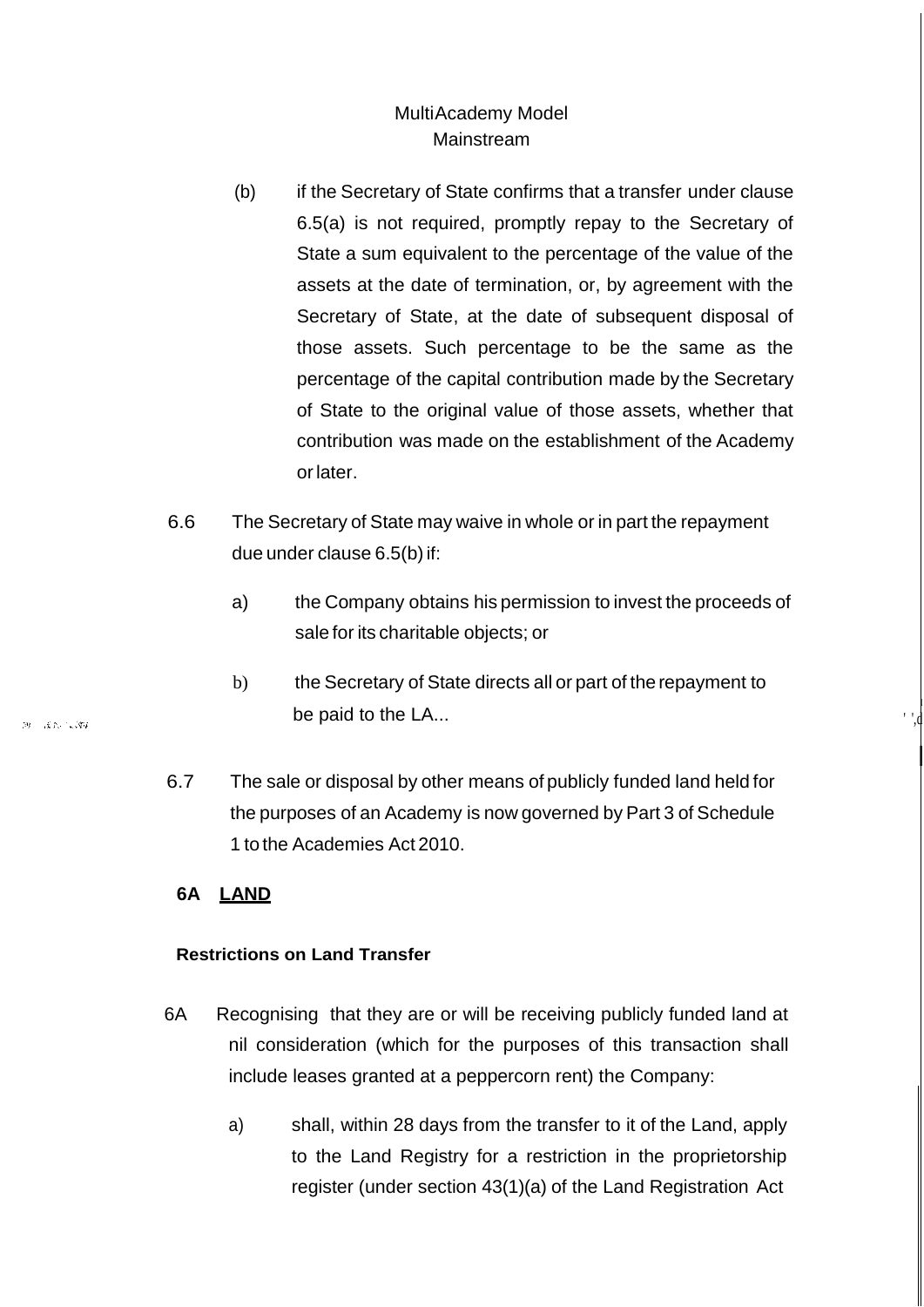(b) if the Secretary of State confirms that a transfer under clause 6.5(a) is not required, promptly repay to the Secretary of State a sum equivalent to the percentage of the value of the assets at the date of termination, or, by agreement with the Secretary of State, at the date of subsequent disposal of those assets. Such percentage to be the same as the percentage of the capital contribution made by the Secretary of State to the original value of those assets, whether that contribution was made on the establishment of the Academy or later.

6.6 The Secretary of State may waive in whole or in part the repayment due under clause 6.5(b) if:

a) the Company obtains his permission to invest the proceeds of sale for its charitable objects; or

b) the Secretary of State directs all or part of the repayment to be paid to the LA...

6.7 The sale or disposal by other means of publicly funded land held for the purposes of an Academy is now governed by Part 3 of Schedule 1 to the Academies Act 2010.

## 6A LAND

**Restrictions on Land Transfer**

6A Recognising that they are or will be receiving publicly funded land at nil consideration (which for the purposes of this transaction shall include leases granted at a peppercorn rent) the Company:

a) shall, within 28 days from the transfer to it of the Land, apply to the Land Registry for a restriction in the proprietorship register (under section 43(1)(a) of the Land Registration Act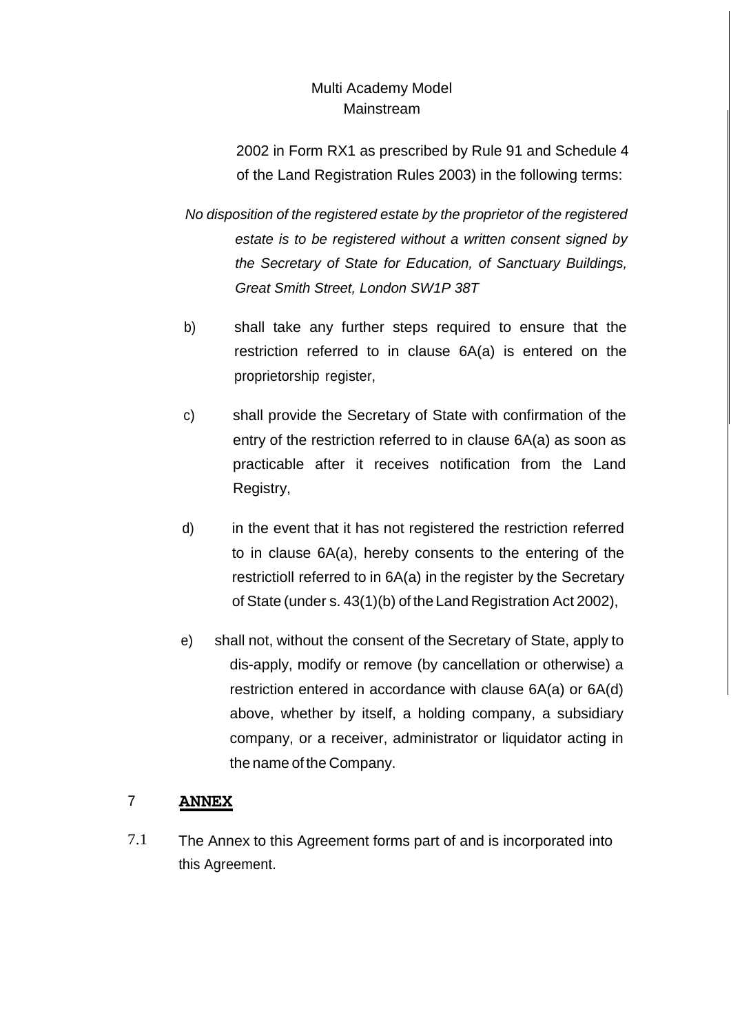2002 in Form RX1 as prescribed by Rule 91 and Schedule 4 of the Land Registration Rules 2003) in the following terms:

*No disposition of the registered estate by the proprietor of the registered estate is to be registered without a written consent signed by the Secretary of State for Education, of Sanctuary Buildings, Great Smith Street, London SW1P 38T*

b) shall take any further steps required to ensure that the restriction referred to in clause 6A(a) is entered on the proprietorship register,

c) shall provide the Secretary of State with confirmation of the entry of the restriction referred to in clause 6A(a) as soon as practicable after it receives notification from the Land Registry,

d) in the event that it has not registered the restriction referred to in clause 6A(a), hereby consents to the entering of the restrictioll referred to in 6A(a) in the register by the Secretary of State (under s. 43(1)(b) of the Land Registration Act 2002),

e) shall not, without the consent of the Secretary of State, apply to dis-apply, modify or remove (by cancellation or otherwise) a restriction entered in accordance with clause 6A(a) or 6A(d) above, whether by itself, a holding company, a subsidiary company, or a receiver, administrator or liquidator acting in the name of the Company.

## 7 **ANNEX**

7.1 The Annex to this Agreement forms part of and is incorporated into this Agreement.